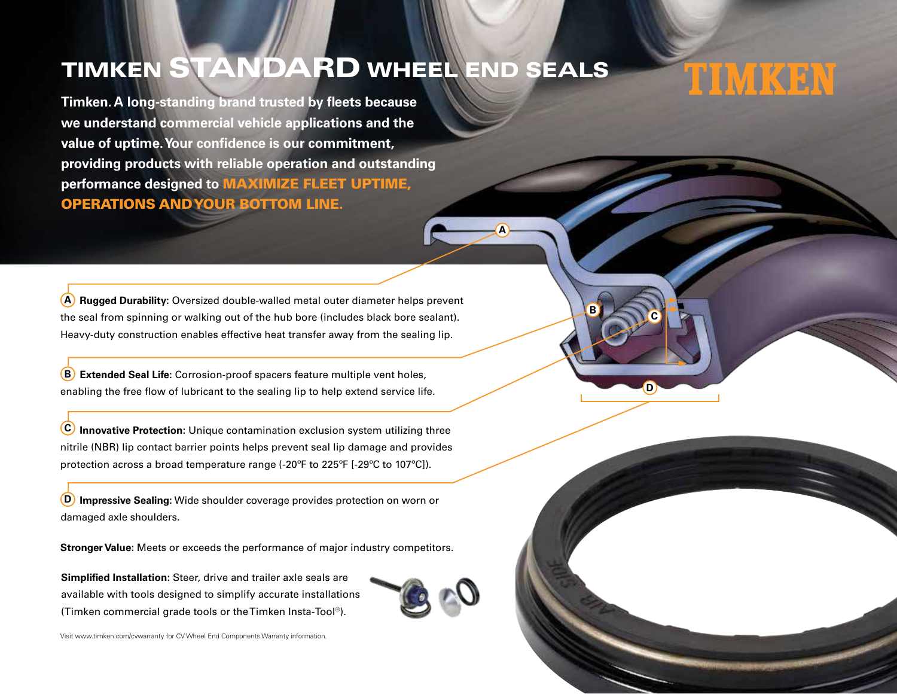# TIMKEN STANDARD WHEEL END SEALS

TIMKEN

**Timken. A long-standing brand trusted by fleets because we understand commercial vehicle applications and the value of uptime. Your confidence is our commitment, providing products with reliable operation and outstanding performance designed to MAXIMIZE FLEET UPTIME, OPERATIONS AND YOUR BOTTOM LINE.**

**(A) Rugged Durability:** Oversized double-walled metal outer diameter helps prevent the seal from spinning or walking out of the hub bore (includes black bore sealant). Heavy-duty construction enables effective heat transfer away from the sealing lip.

**(B) Extended Seal Life:** Corrosion-proof spacers feature multiple vent holes, enabling the free flow of lubricant to the sealing lip to help extend service life.

**(C) Innovative Protection:** Unique contamination exclusion system utilizing three nitrile (NBR) lip contact barrier points helps prevent seal lip damage and provides protection across a broad temperature range (-20ºF to 225ºF [-29ºC to 107ºC]).

**(D) Impressive Sealing:** Wide shoulder coverage provides protection on worn or damaged axle shoulders.

**Stronger Value:** Meets or exceeds the performance of major industry competitors.

**Simplified Installation:** Steer, drive and trailer axle seals are available with tools designed to simplify accurate installations (Timken commercial grade tools or the Timken Insta-Tool®).

Visit www.timken.com/cvwarranty for CV Wheel End Components Warranty information.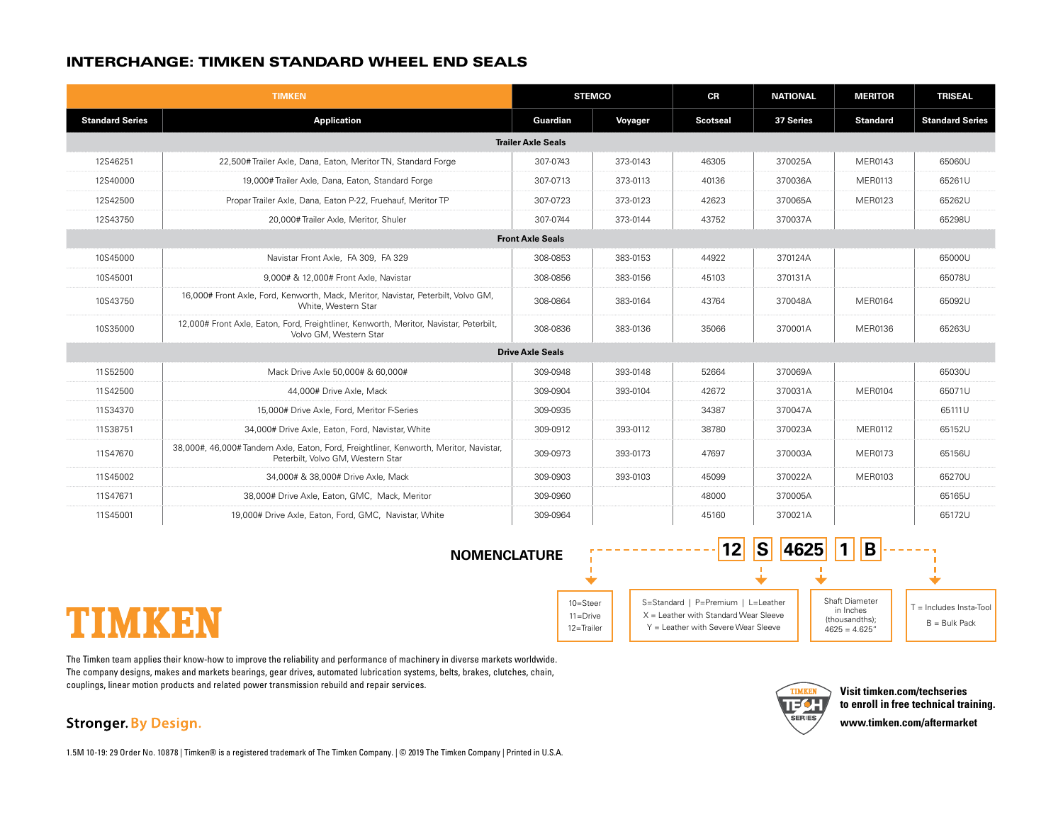## INTERCHANGE: TIMKEN STANDARD WHEEL END SEALS

| TIMKEN | | STEMCO | | CR | NATIONAL | MERITOR | TRISEAL |
|---|---|---|---|---|---|---|---|
| **Standard Series** | **Application** | **Guardian** | **Voyager** | **Scotseal** | **37 Series** | **Standard** | **Standard Series** |
| **Trailer Axle Seals** | | | | | | | |
| 12S46251 | 22,500# Trailer Axle, Dana, Eaton, Meritor TN, Standard Forge | 307-0743 | 373-0143 | 46305 | 370025A | MER0143 | 65060U |
| 12S40000 | 19,000# Trailer Axle, Dana, Eaton, Standard Forge | 307-0713 | 373-0113 | 40136 | 370036A | MER0113 | 65261U |
| 12S42500 | Propar Trailer Axle, Dana, Eaton P-22, Fruehauf, Meritor TP | 307-0723 | 373-0123 | 42623 | 370065A | MER0123 | 65262U |
| 12S43750 | 20,000# Trailer Axle, Meritor, Shuler | 307-0744 | 373-0144 | 43752 | 370037A | | 65298U |
| **Front Axle Seals** | | | | | | | |
| 10S45000 | Navistar Front Axle, FA 309, FA 329 | 308-0853 | 383-0153 | 44922 | 370124A | | 65000U |
| 10S45001 | 9,000# & 12,000# Front Axle, Navistar | 308-0856 | 383-0156 | 45103 | 370131A | | 65078U |
| 10S43750 | 16,000# Front Axle, Ford, Kenworth, Mack, Meritor, Navistar, Peterbilt, Volvo GM, White, Western Star | 308-0864 | 383-0164 | 43764 | 370048A | MER0164 | 65092U |
| 10S35000 | 12,000# Front Axle, Eaton, Ford, Freightliner, Kenworth, Meritor, Navistar, Peterbilt, Volvo GM, Western Star | 308-0836 | 383-0136 | 35066 | 370001A | MER0136 | 65263U |
| **Drive Axle Seals** | | | | | | | |
| 11S52500 | Mack Drive Axle 50,000# & 60,000# | 309-0948 | 393-0148 | 52664 | 370069A | | 65030U |
| 11S42500 | 44,000# Drive Axle, Mack | 309-0904 | 393-0104 | 42672 | 370031A | MER0104 | 65071U |
| 11S34370 | 15,000# Drive Axle, Ford, Meritor F-Series | 309-0935 | | 34387 | 370047A | | 65111U |
| 11S38751 | 34,000# Drive Axle, Eaton, Ford, Navistar, White | 309-0912 | 393-0112 | 38780 | 370023A | MER0112 | 65152U |
| 11S47670 | 38,000#, 46,000# Tandem Axle, Eaton, Ford, Freightliner, Kenworth, Meritor, Navistar, Peterbilt, Volvo GM, Western Star | 309-0973 | 393-0173 | 47697 | 370003A | MER0173 | 65156U |
| 11S45002 | 34,000# & 38,000# Drive Axle, Mack | 309-0903 | 393-0103 | 45099 | 370022A | MER0103 | 65270U |
| 11S47671 | 38,000# Drive Axle, Eaton, GMC, Mack, Meritor | 309-0960 | | 48000 | 370005A | | 65165U |
| 11S45001 | 19,000# Drive Axle, Eaton, Ford, GMC, Navistar, White | 309-0964 | | 45160 | 370021A | | 65172U |

### NOMENCLATURE

**12 S 4625 1 B**

- **12**: 10=Steer, 11=Drive, 12=Trailer
- **S**: S=Standard | P=Premium | L=Leather; X = Leather with Standard Wear Sleeve; Y = Leather with Severe Wear Sleeve
- **4625**: Shaft Diameter in Inches (thousandths); 4625 = 4.625"
- **B**: T = Includes Insta-Tool; B = Bulk Pack

**TIMKEN**

The Timken team applies their know-how to improve the reliability and performance of machinery in diverse markets worldwide. The company designs, makes and markets bearings, gear drives, automated lubrication systems, belts, brakes, clutches, chain, couplings, linear motion products and related power transmission rebuild and repair services.

**Stronger. By Design.**

TIMKEN TECH SERIES

**Visit timken.com/techseries to enroll in free technical training.**

**www.timken.com/aftermarket**

1.5M 10-19: 29 Order No. 10878 | Timken® is a registered trademark of The Timken Company. | © 2019 The Timken Company | Printed in U.S.A.